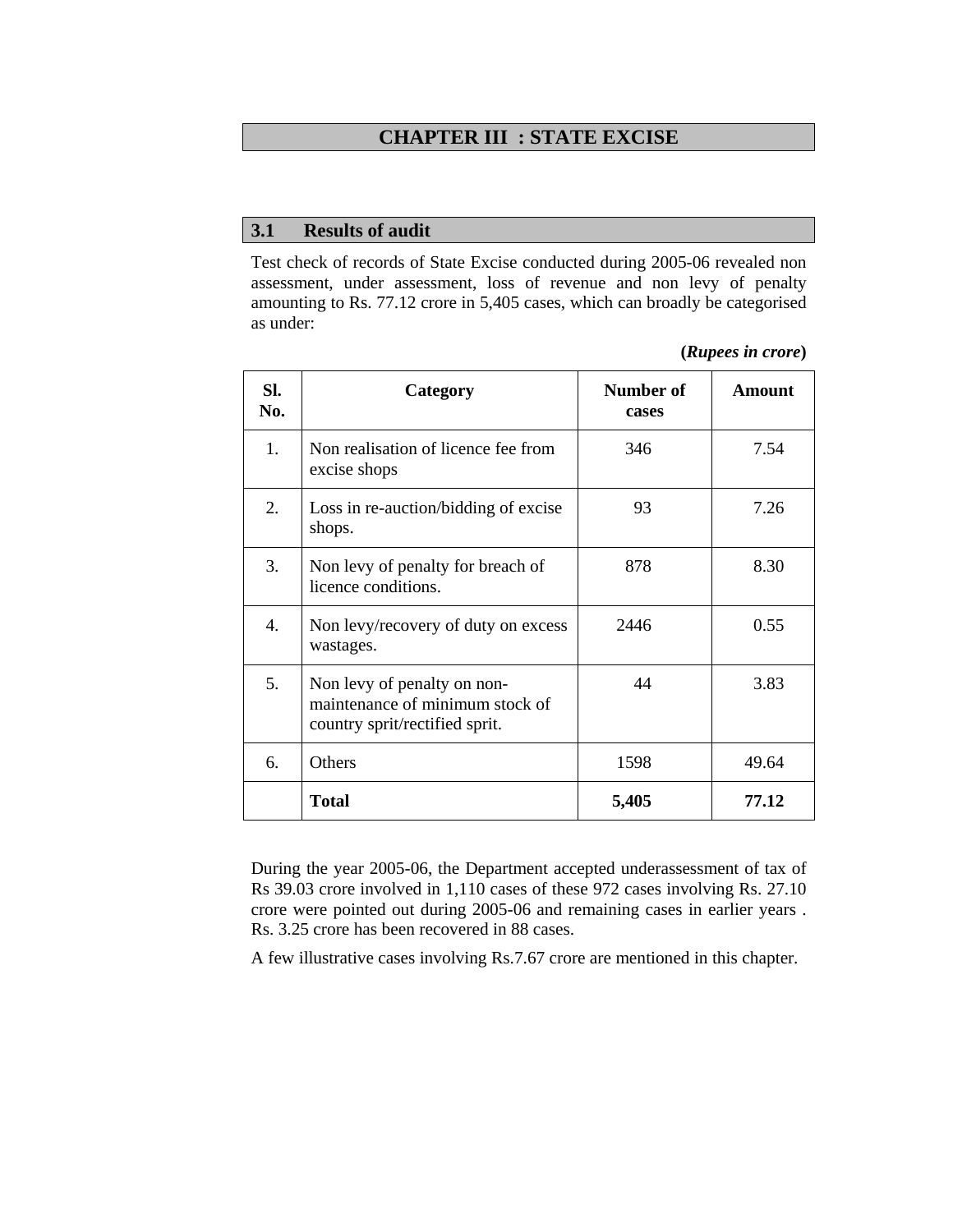# CHAPTER III : STATE EXCISE

## 3.1 Results of audit

Test check of records of State Excise conducted during 2005-06 revealed non assessment, under assessment, loss of revenue and non levy of penalty amounting to Rs. 77.12 crore in 5,405 cases, which can broadly be categorised as under:

**(*Rupees in crore*)**

| Sl. No. | Category | Number of cases | Amount |
|---|---|---|---|
| 1. | Non realisation of licence fee from excise shops | 346 | 7.54 |
| 2. | Loss in re-auction/bidding of excise shops. | 93 | 7.26 |
| 3. | Non levy of penalty for breach of licence conditions. | 878 | 8.30 |
| 4. | Non levy/recovery of duty on excess wastages. | 2446 | 0.55 |
| 5. | Non levy of penalty on non-maintenance of minimum stock of country sprit/rectified sprit. | 44 | 3.83 |
| 6. | Others | 1598 | 49.64 |
| | **Total** | **5,405** | **77.12** |

During the year 2005-06, the Department accepted underassessment of tax of Rs 39.03 crore involved in 1,110 cases of these 972 cases involving Rs. 27.10 crore were pointed out during 2005-06 and remaining cases in earlier years . Rs. 3.25 crore has been recovered in 88 cases.

A few illustrative cases involving Rs.7.67 crore are mentioned in this chapter.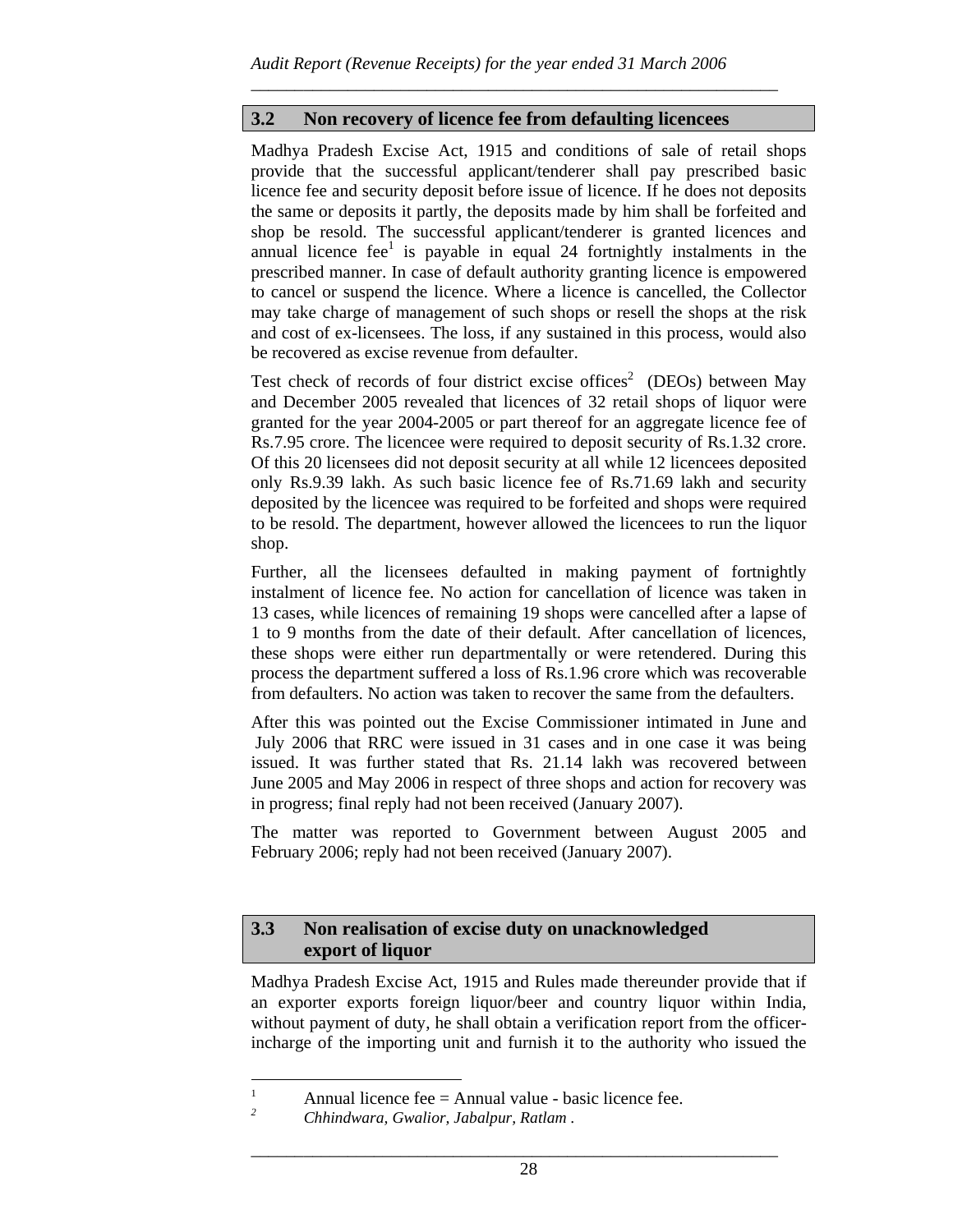## 3.2 Non recovery of licence fee from defaulting licencees

Madhya Pradesh Excise Act, 1915 and conditions of sale of retail shops provide that the successful applicant/tenderer shall pay prescribed basic licence fee and security deposit before issue of licence. If he does not deposits the same or deposits it partly, the deposits made by him shall be forfeited and shop be resold. The successful applicant/tenderer is granted licences and annual licence fee[1] is payable in equal 24 fortnightly instalments in the prescribed manner. In case of default authority granting licence is empowered to cancel or suspend the licence. Where a licence is cancelled, the Collector may take charge of management of such shops or resell the shops at the risk and cost of ex-licensees. The loss, if any sustained in this process, would also be recovered as excise revenue from defaulter.

Test check of records of four district excise offices[2] (DEOs) between May and December 2005 revealed that licences of 32 retail shops of liquor were granted for the year 2004-2005 or part thereof for an aggregate licence fee of Rs.7.95 crore. The licencee were required to deposit security of Rs.1.32 crore. Of this 20 licensees did not deposit security at all while 12 licencees deposited only Rs.9.39 lakh. As such basic licence fee of Rs.71.69 lakh and security deposited by the licencee was required to be forfeited and shops were required to be resold. The department, however allowed the licencees to run the liquor shop.

Further, all the licensees defaulted in making payment of fortnightly instalment of licence fee. No action for cancellation of licence was taken in 13 cases, while licences of remaining 19 shops were cancelled after a lapse of 1 to 9 months from the date of their default. After cancellation of licences, these shops were either run departmentally or were retendered. During this process the department suffered a loss of Rs.1.96 crore which was recoverable from defaulters. No action was taken to recover the same from the defaulters.

After this was pointed out the Excise Commissioner intimated in June and July 2006 that RRC were issued in 31 cases and in one case it was being issued. It was further stated that Rs. 21.14 lakh was recovered between June 2005 and May 2006 in respect of three shops and action for recovery was in progress; final reply had not been received (January 2007).

The matter was reported to Government between August 2005 and February 2006; reply had not been received (January 2007).

## 3.3 Non realisation of excise duty on unacknowledged export of liquor

Madhya Pradesh Excise Act, 1915 and Rules made thereunder provide that if an exporter exports foreign liquor/beer and country liquor within India, without payment of duty, he shall obtain a verification report from the officer-incharge of the importing unit and furnish it to the authority who issued the

---

[1] Annual licence fee = Annual value - basic licence fee.

[2] *Chhindwara, Gwalior, Jabalpur, Ratlam .*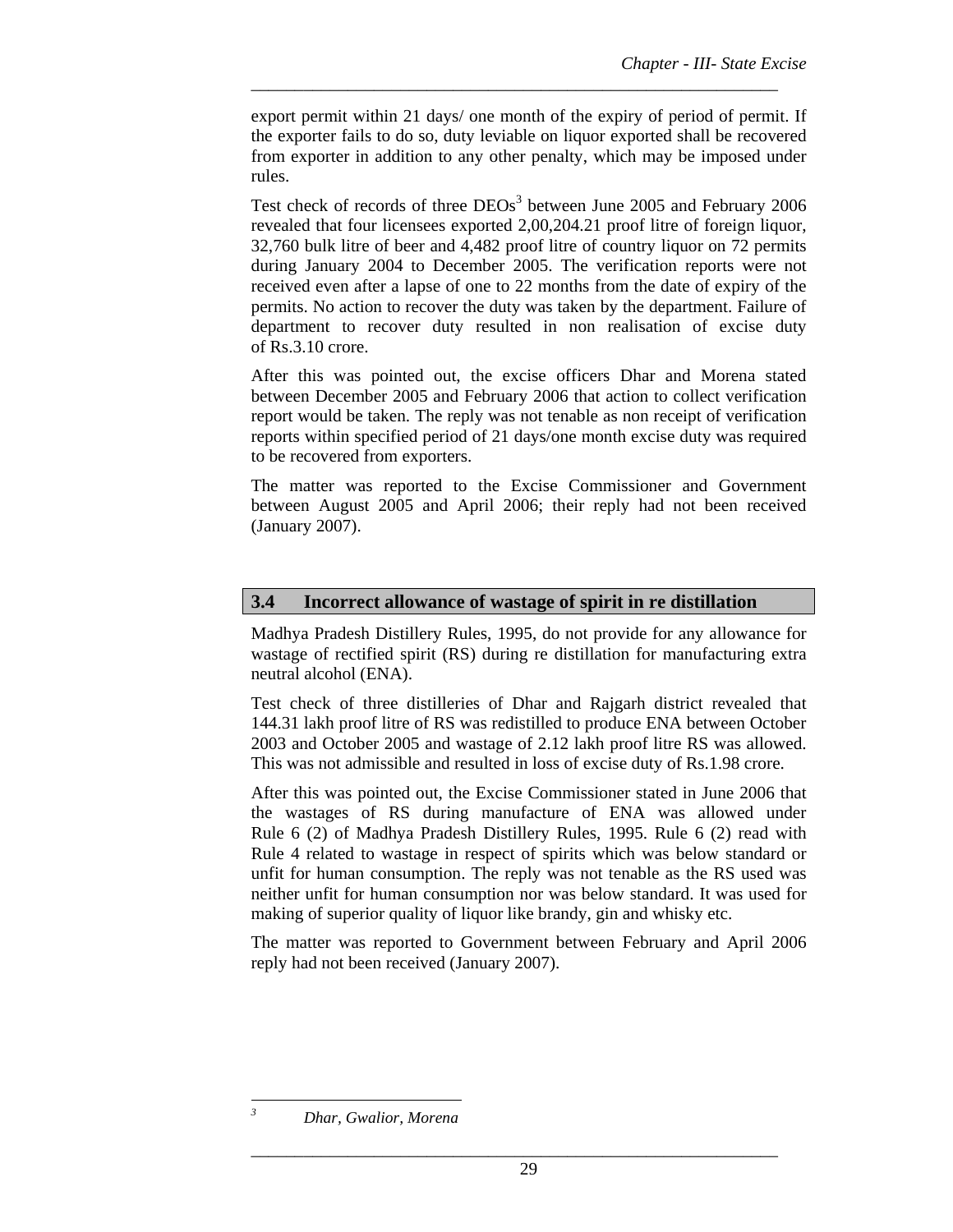export permit within 21 days/ one month of the expiry of period of permit. If the exporter fails to do so, duty leviable on liquor exported shall be recovered from exporter in addition to any other penalty, which may be imposed under rules.

Test check of records of three DEOs[3] between June 2005 and February 2006 revealed that four licensees exported 2,00,204.21 proof litre of foreign liquor, 32,760 bulk litre of beer and 4,482 proof litre of country liquor on 72 permits during January 2004 to December 2005. The verification reports were not received even after a lapse of one to 22 months from the date of expiry of the permits. No action to recover the duty was taken by the department. Failure of department to recover duty resulted in non realisation of excise duty of Rs.3.10 crore.

After this was pointed out, the excise officers Dhar and Morena stated between December 2005 and February 2006 that action to collect verification report would be taken. The reply was not tenable as non receipt of verification reports within specified period of 21 days/one month excise duty was required to be recovered from exporters.

The matter was reported to the Excise Commissioner and Government between August 2005 and April 2006; their reply had not been received (January 2007).

## 3.4 Incorrect allowance of wastage of spirit in re distillation

Madhya Pradesh Distillery Rules, 1995, do not provide for any allowance for wastage of rectified spirit (RS) during re distillation for manufacturing extra neutral alcohol (ENA).

Test check of three distilleries of Dhar and Rajgarh district revealed that 144.31 lakh proof litre of RS was redistilled to produce ENA between October 2003 and October 2005 and wastage of 2.12 lakh proof litre RS was allowed. This was not admissible and resulted in loss of excise duty of Rs.1.98 crore.

After this was pointed out, the Excise Commissioner stated in June 2006 that the wastages of RS during manufacture of ENA was allowed under Rule 6 (2) of Madhya Pradesh Distillery Rules, 1995. Rule 6 (2) read with Rule 4 related to wastage in respect of spirits which was below standard or unfit for human consumption. The reply was not tenable as the RS used was neither unfit for human consumption nor was below standard. It was used for making of superior quality of liquor like brandy, gin and whisky etc.

The matter was reported to Government between February and April 2006 reply had not been received (January 2007).

---

[3] *Dhar, Gwalior, Morena*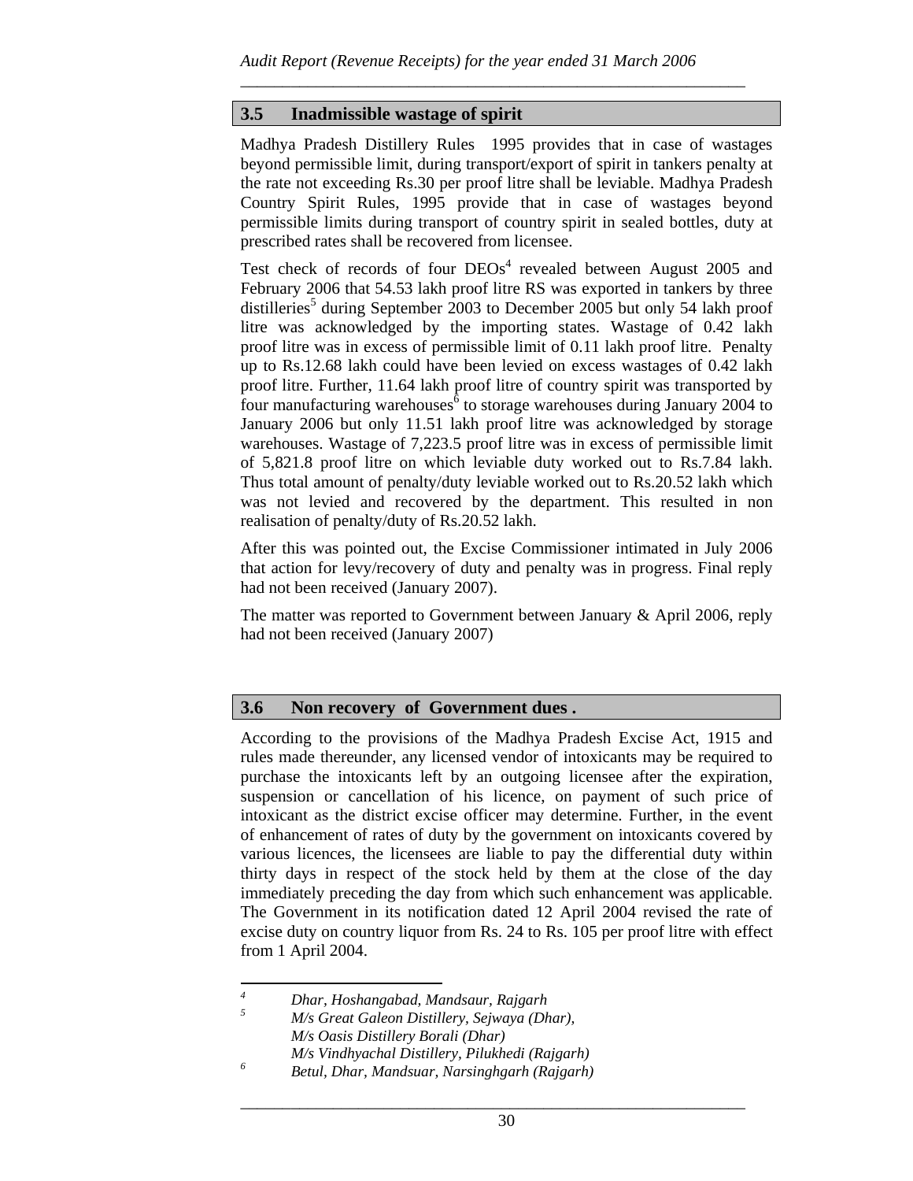## 3.5 Inadmissible wastage of spirit

Madhya Pradesh Distillery Rules 1995 provides that in case of wastages beyond permissible limit, during transport/export of spirit in tankers penalty at the rate not exceeding Rs.30 per proof litre shall be leviable. Madhya Pradesh Country Spirit Rules, 1995 provide that in case of wastages beyond permissible limits during transport of country spirit in sealed bottles, duty at prescribed rates shall be recovered from licensee.

Test check of records of four DEOs[4] revealed between August 2005 and February 2006 that 54.53 lakh proof litre RS was exported in tankers by three distilleries[5] during September 2003 to December 2005 but only 54 lakh proof litre was acknowledged by the importing states. Wastage of 0.42 lakh proof litre was in excess of permissible limit of 0.11 lakh proof litre. Penalty up to Rs.12.68 lakh could have been levied on excess wastages of 0.42 lakh proof litre. Further, 11.64 lakh proof litre of country spirit was transported by four manufacturing warehouses[6] to storage warehouses during January 2004 to January 2006 but only 11.51 lakh proof litre was acknowledged by storage warehouses. Wastage of 7,223.5 proof litre was in excess of permissible limit of 5,821.8 proof litre on which leviable duty worked out to Rs.7.84 lakh. Thus total amount of penalty/duty leviable worked out to Rs.20.52 lakh which was not levied and recovered by the department. This resulted in non realisation of penalty/duty of Rs.20.52 lakh.

After this was pointed out, the Excise Commissioner intimated in July 2006 that action for levy/recovery of duty and penalty was in progress. Final reply had not been received (January 2007).

The matter was reported to Government between January & April 2006, reply had not been received (January 2007)

## 3.6 Non recovery of Government dues .

According to the provisions of the Madhya Pradesh Excise Act, 1915 and rules made thereunder, any licensed vendor of intoxicants may be required to purchase the intoxicants left by an outgoing licensee after the expiration, suspension or cancellation of his licence, on payment of such price of intoxicant as the district excise officer may determine. Further, in the event of enhancement of rates of duty by the government on intoxicants covered by various licences, the licensees are liable to pay the differential duty within thirty days in respect of the stock held by them at the close of the day immediately preceding the day from which such enhancement was applicable. The Government in its notification dated 12 April 2004 revised the rate of excise duty on country liquor from Rs. 24 to Rs. 105 per proof litre with effect from 1 April 2004.

---

[4] *Dhar, Hoshangabad, Mandsaur, Rajgarh*

[5] *M/s Great Galeon Distillery, Sejwaya (Dhar),*
*M/s Oasis Distillery Borali (Dhar)*
*M/s Vindhyachal Distillery, Pilukhedi (Rajgarh)*

[6] *Betul, Dhar, Mandsuar, Narsinghgarh (Rajgarh)*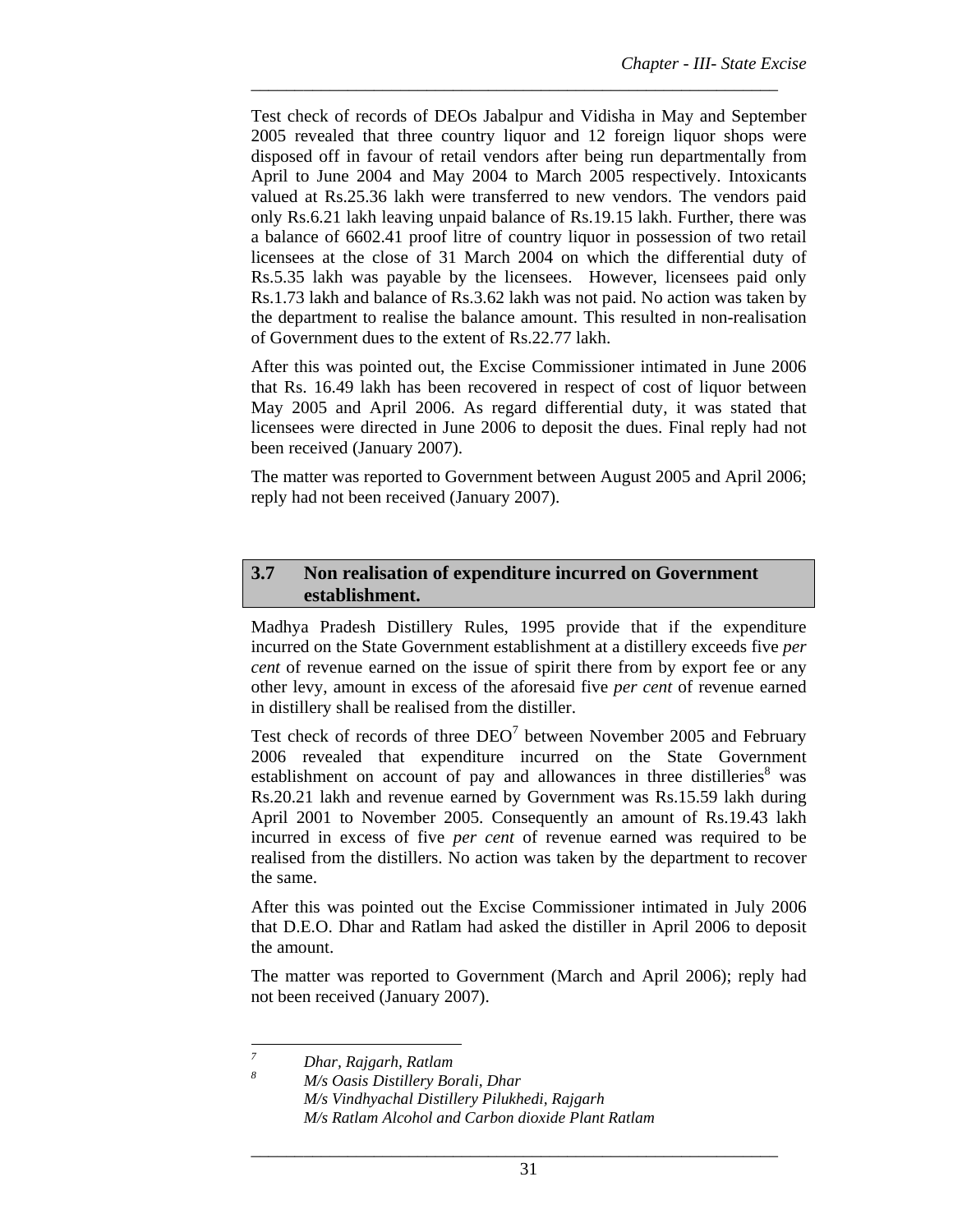Test check of records of DEOs Jabalpur and Vidisha in May and September 2005 revealed that three country liquor and 12 foreign liquor shops were disposed off in favour of retail vendors after being run departmentally from April to June 2004 and May 2004 to March 2005 respectively. Intoxicants valued at Rs.25.36 lakh were transferred to new vendors. The vendors paid only Rs.6.21 lakh leaving unpaid balance of Rs.19.15 lakh. Further, there was a balance of 6602.41 proof litre of country liquor in possession of two retail licensees at the close of 31 March 2004 on which the differential duty of Rs.5.35 lakh was payable by the licensees. However, licensees paid only Rs.1.73 lakh and balance of Rs.3.62 lakh was not paid. No action was taken by the department to realise the balance amount. This resulted in non-realisation of Government dues to the extent of Rs.22.77 lakh.

After this was pointed out, the Excise Commissioner intimated in June 2006 that Rs. 16.49 lakh has been recovered in respect of cost of liquor between May 2005 and April 2006. As regard differential duty, it was stated that licensees were directed in June 2006 to deposit the dues. Final reply had not been received (January 2007).

The matter was reported to Government between August 2005 and April 2006; reply had not been received (January 2007).

## 3.7 Non realisation of expenditure incurred on Government establishment.

Madhya Pradesh Distillery Rules, 1995 provide that if the expenditure incurred on the State Government establishment at a distillery exceeds five *per cent* of revenue earned on the issue of spirit there from by export fee or any other levy, amount in excess of the aforesaid five *per cent* of revenue earned in distillery shall be realised from the distiller.

Test check of records of three DEO[7] between November 2005 and February 2006 revealed that expenditure incurred on the State Government establishment on account of pay and allowances in three distilleries[8] was Rs.20.21 lakh and revenue earned by Government was Rs.15.59 lakh during April 2001 to November 2005. Consequently an amount of Rs.19.43 lakh incurred in excess of five *per cent* of revenue earned was required to be realised from the distillers. No action was taken by the department to recover the same.

After this was pointed out the Excise Commissioner intimated in July 2006 that D.E.O. Dhar and Ratlam had asked the distiller in April 2006 to deposit the amount.

The matter was reported to Government (March and April 2006); reply had not been received (January 2007).

---

[7] *Dhar, Rajgarh, Ratlam*

[8] *M/s Oasis Distillery Borali, Dhar*
*M/s Vindhyachal Distillery Pilukhedi, Rajgarh*
*M/s Ratlam Alcohol and Carbon dioxide Plant Ratlam*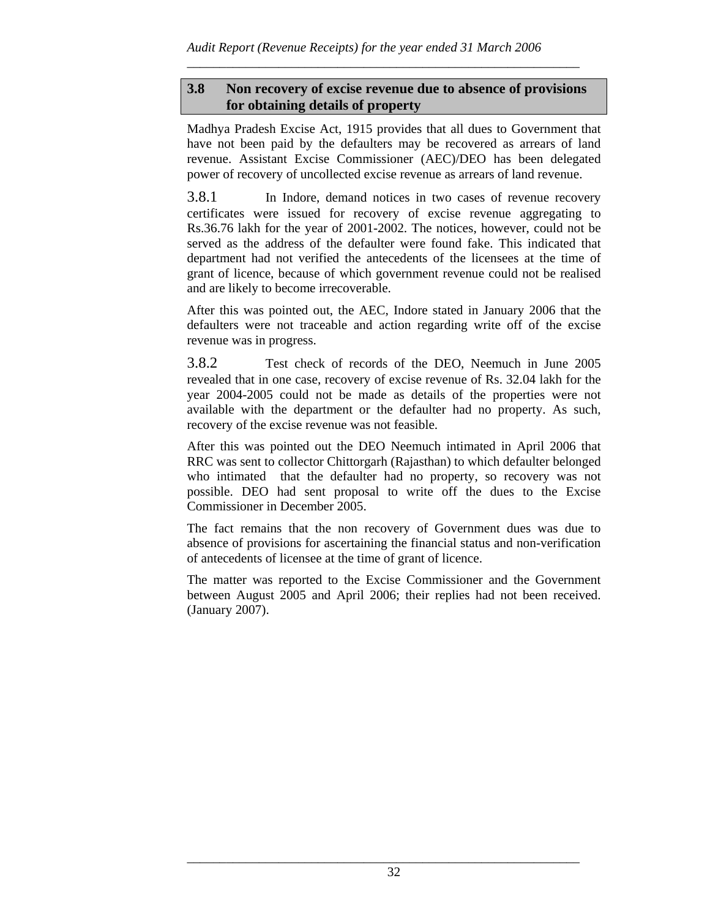## 3.8 Non recovery of excise revenue due to absence of provisions for obtaining details of property

Madhya Pradesh Excise Act, 1915 provides that all dues to Government that have not been paid by the defaulters may be recovered as arrears of land revenue. Assistant Excise Commissioner (AEC)/DEO has been delegated power of recovery of uncollected excise revenue as arrears of land revenue.

3.8.1 In Indore, demand notices in two cases of revenue recovery certificates were issued for recovery of excise revenue aggregating to Rs.36.76 lakh for the year of 2001-2002. The notices, however, could not be served as the address of the defaulter were found fake. This indicated that department had not verified the antecedents of the licensees at the time of grant of licence, because of which government revenue could not be realised and are likely to become irrecoverable.

After this was pointed out, the AEC, Indore stated in January 2006 that the defaulters were not traceable and action regarding write off of the excise revenue was in progress.

3.8.2 Test check of records of the DEO, Neemuch in June 2005 revealed that in one case, recovery of excise revenue of Rs. 32.04 lakh for the year 2004-2005 could not be made as details of the properties were not available with the department or the defaulter had no property. As such, recovery of the excise revenue was not feasible.

After this was pointed out the DEO Neemuch intimated in April 2006 that RRC was sent to collector Chittorgarh (Rajasthan) to which defaulter belonged who intimated that the defaulter had no property, so recovery was not possible. DEO had sent proposal to write off the dues to the Excise Commissioner in December 2005.

The fact remains that the non recovery of Government dues was due to absence of provisions for ascertaining the financial status and non-verification of antecedents of licensee at the time of grant of licence.

The matter was reported to the Excise Commissioner and the Government between August 2005 and April 2006; their replies had not been received. (January 2007).